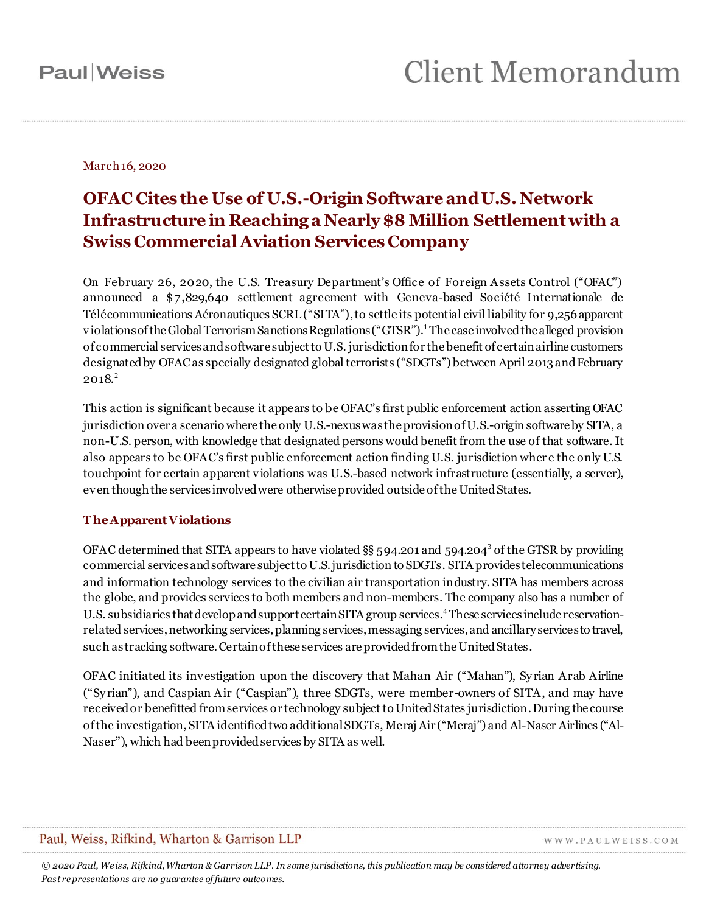# Client Memorandum

March 16, 2020

## OFAC Cites the Use of U.S.-Origin Software and U.S. Network Infrastructure in Reaching a Nearly $8 Million Settlement with a Swiss Commercial Aviation Services Company

On February 26, 2020, the U.S. Treasury Department's Office of Foreign Assets Control ("OFAC") announced a $7,829,640 settlement agreement with Geneva-based Société Internationale de Télécommunications Aéronautiques SCRL ("SITA"), to settle its potential civil liability for 9,256 apparent violations of the Global Terrorism Sanctions Regulations ("GTSR").[1] The case involved the alleged provision of commercial services and software subject to U.S. jurisdiction for the benefit of certain airline customers designated by OFAC as specially designated global terrorists ("SDGTs") between April 2013 and February 2018.[2]

This action is significant because it appears to be OFAC's first public enforcement action asserting OFAC jurisdiction over a scenario where the only U.S.-nexus was the provision of U.S.-origin software by SITA, a non-U.S. person, with knowledge that designated persons would benefit from the use of that software. It also appears to be OFAC's first public enforcement action finding U.S. jurisdiction where the only U.S. touchpoint for certain apparent violations was U.S.-based network infrastructure (essentially, a server), even though the services involved were otherwise provided outside of the United States.

### The Apparent Violations

OFAC determined that SITA appears to have violated §§ 594.201 and 594.204[3] of the GTSR by providing commercial services and software subject to U.S. jurisdiction to SDGTs. SITA provides telecommunications and information technology services to the civilian air transportation industry. SITA has members across the globe, and provides services to both members and non-members. The company also has a number of U.S. subsidiaries that develop and support certain SITA group services.[4] These services include reservation-related services, networking services, planning services, messaging services, and ancillary services to travel, such as tracking software. Certain of these services are provided from the United States.

OFAC initiated its investigation upon the discovery that Mahan Air ("Mahan"), Syrian Arab Airline ("Syrian"), and Caspian Air ("Caspian"), three SDGTs, were member-owners of SITA, and may have received or benefitted from services or technology subject to United States jurisdiction. During the course of the investigation, SITA identified two additional SDGTs, Meraj Air ("Meraj") and Al-Naser Airlines ("Al-Naser"), which had been provided services by SITA as well.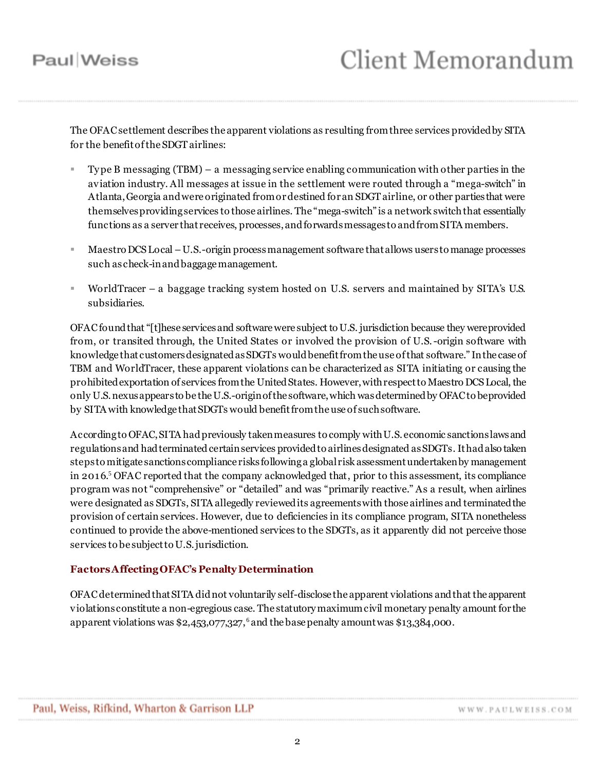The OFAC settlement describes the apparent violations as resulting from three services provided by SITA for the benefit of the SDGT airlines:

- Type B messaging (TBM) – a messaging service enabling communication with other parties in the aviation industry. All messages at issue in the settlement were routed through a "mega-switch" in Atlanta, Georgia and were originated from or destined for an SDGT airline, or other parties that were themselves providing services to those airlines. The "mega-switch" is a network switch that essentially functions as a server that receives, processes, and forwards messages to and from SITA members.
- Maestro DCS Local – U.S.-origin process management software that allows users to manage processes such as check-in and baggage management.
- WorldTracer – a baggage tracking system hosted on U.S. servers and maintained by SITA's U.S. subsidiaries.

OFAC found that "[t]hese services and software were subject to U.S. jurisdiction because they were provided from, or transited through, the United States or involved the provision of U.S.-origin software with knowledge that customers designated as SDGTs would benefit from the use of that software." In the case of TBM and WorldTracer, these apparent violations can be characterized as SITA initiating or causing the prohibited exportation of services from the United States. However, with respect to Maestro DCS Local, the only U.S. nexus appears to be the U.S.-origin of the software, which was determined by OFAC to be provided by SITA with knowledge that SDGTs would benefit from the use of such software.

According to OFAC, SITA had previously taken measures to comply with U.S. economic sanctions laws and regulations and had terminated certain services provided to airlines designated as SDGTs. It had also taken steps to mitigate sanctions compliance risks following a global risk assessment undertaken by management in 2016.[5] OFAC reported that the company acknowledged that, prior to this assessment, its compliance program was not "comprehensive" or "detailed" and was "primarily reactive." As a result, when airlines were designated as SDGTs, SITA allegedly reviewed its agreements with those airlines and terminated the provision of certain services. However, due to deficiencies in its compliance program, SITA nonetheless continued to provide the above-mentioned services to the SDGTs, as it apparently did not perceive those services to be subject to U.S. jurisdiction.

### Factors Affecting OFAC's Penalty Determination

OFAC determined that SITA did not voluntarily self-disclose the apparent violations and that the apparent violations constitute a non-egregious case. The statutory maximum civil monetary penalty amount for the apparent violations was $2,453,077,327,[6] and the base penalty amount was $13,384,000.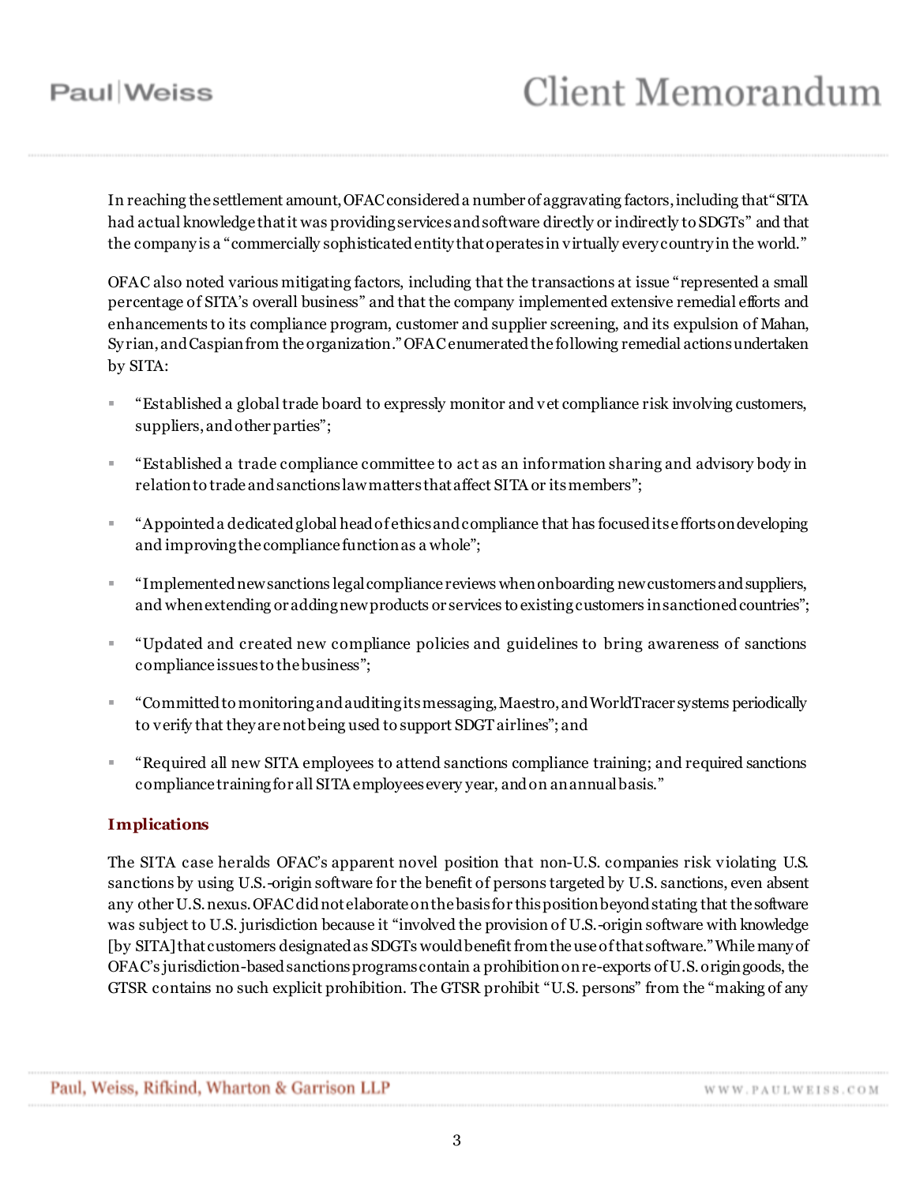In reaching the settlement amount, OFAC considered a number of aggravating factors, including that "SITA had actual knowledge that it was providing services and software directly or indirectly to SDGTs" and that the company is a "commercially sophisticated entity that operates in virtually every country in the world."

OFAC also noted various mitigating factors, including that the transactions at issue "represented a small percentage of SITA's overall business" and that the company implemented extensive remedial efforts and enhancements to its compliance program, customer and supplier screening, and its expulsion of Mahan, Syrian, and Caspian from the organization." OFAC enumerated the following remedial actions undertaken by SITA:

- "Established a global trade board to expressly monitor and vet compliance risk involving customers, suppliers, and other parties";
- "Established a trade compliance committee to act as an information sharing and advisory body in relation to trade and sanctions law matters that affect SITA or its members";
- "Appointed a dedicated global head of ethics and compliance that has focused its efforts on developing and improving the compliance function as a whole";
- "Implemented new sanctions legal compliance reviews when onboarding new customers and suppliers, and when extending or adding new products or services to existing customers in sanctioned countries";
- "Updated and created new compliance policies and guidelines to bring awareness of sanctions compliance issues to the business";
- "Committed to monitoring and auditing its messaging, Maestro, and WorldTracer systems periodically to verify that they are not being used to support SDGT airlines"; and
- "Required all new SITA employees to attend sanctions compliance training; and required sanctions compliance training for all SITA employees every year, and on an annual basis."

### Implications

The SITA case heralds OFAC's apparent novel position that non-U.S. companies risk violating U.S. sanctions by using U.S.-origin software for the benefit of persons targeted by U.S. sanctions, even absent any other U.S. nexus. OFAC did not elaborate on the basis for this position beyond stating that the software was subject to U.S. jurisdiction because it "involved the provision of U.S.-origin software with knowledge [by SITA] that customers designated as SDGTs would benefit from the use of that software." While many of OFAC's jurisdiction-based sanctions programs contain a prohibition on re-exports of U.S. origin goods, the GTSR contains no such explicit prohibition. The GTSR prohibit "U.S. persons" from the "making of any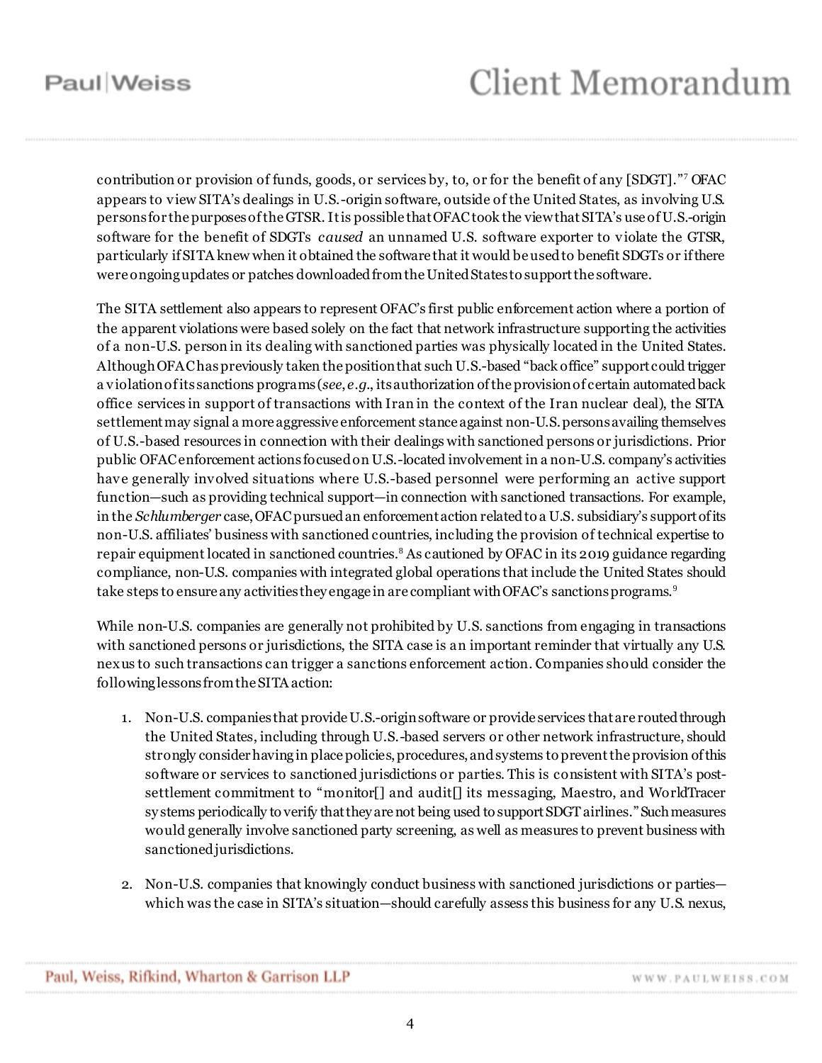contribution or provision of funds, goods, or services by, to, or for the benefit of any [SDGT]."[7] OFAC appears to view SITA's dealings in U.S.-origin software, outside of the United States, as involving U.S. persons for the purposes of the GTSR. It is possible that OFAC took the view that SITA's use of U.S.-origin software for the benefit of SDGTs *caused* an unnamed U.S. software exporter to violate the GTSR, particularly if SITA knew when it obtained the software that it would be used to benefit SDGTs or if there were ongoing updates or patches downloaded from the United States to support the software.

The SITA settlement also appears to represent OFAC's first public enforcement action where a portion of the apparent violations were based solely on the fact that network infrastructure supporting the activities of a non-U.S. person in its dealing with sanctioned parties was physically located in the United States. Although OFAC has previously taken the position that such U.S.-based "back office" support could trigger a violation of its sanctions programs (*see, e.g.*, its authorization of the provision of certain automated back office services in support of transactions with Iran in the context of the Iran nuclear deal), the SITA settlement may signal a more aggressive enforcement stance against non-U.S. persons availing themselves of U.S.-based resources in connection with their dealings with sanctioned persons or jurisdictions. Prior public OFAC enforcement actions focused on U.S.-located involvement in a non-U.S. company's activities have generally involved situations where U.S.-based personnel were performing an active support function—such as providing technical support—in connection with sanctioned transactions. For example, in the *Schlumberger* case, OFAC pursued an enforcement action related to a U.S. subsidiary's support of its non-U.S. affiliates' business with sanctioned countries, including the provision of technical expertise to repair equipment located in sanctioned countries.[8] As cautioned by OFAC in its 2019 guidance regarding compliance, non-U.S. companies with integrated global operations that include the United States should take steps to ensure any activities they engage in are compliant with OFAC's sanctions programs.[9]

While non-U.S. companies are generally not prohibited by U.S. sanctions from engaging in transactions with sanctioned persons or jurisdictions, the SITA case is an important reminder that virtually any U.S. nexus to such transactions can trigger a sanctions enforcement action. Companies should consider the following lessons from the SITA action:

1. Non-U.S. companies that provide U.S.-origin software or provide services that are routed through the United States, including through U.S.-based servers or other network infrastructure, should strongly consider having in place policies, procedures, and systems to prevent the provision of this software or services to sanctioned jurisdictions or parties. This is consistent with SITA's post-settlement commitment to "monitor[] and audit[] its messaging, Maestro, and WorldTracer systems periodically to verify that they are not being used to support SDGT airlines." Such measures would generally involve sanctioned party screening, as well as measures to prevent business with sanctioned jurisdictions.

2. Non-U.S. companies that knowingly conduct business with sanctioned jurisdictions or parties—which was the case in SITA's situation—should carefully assess this business for any U.S. nexus,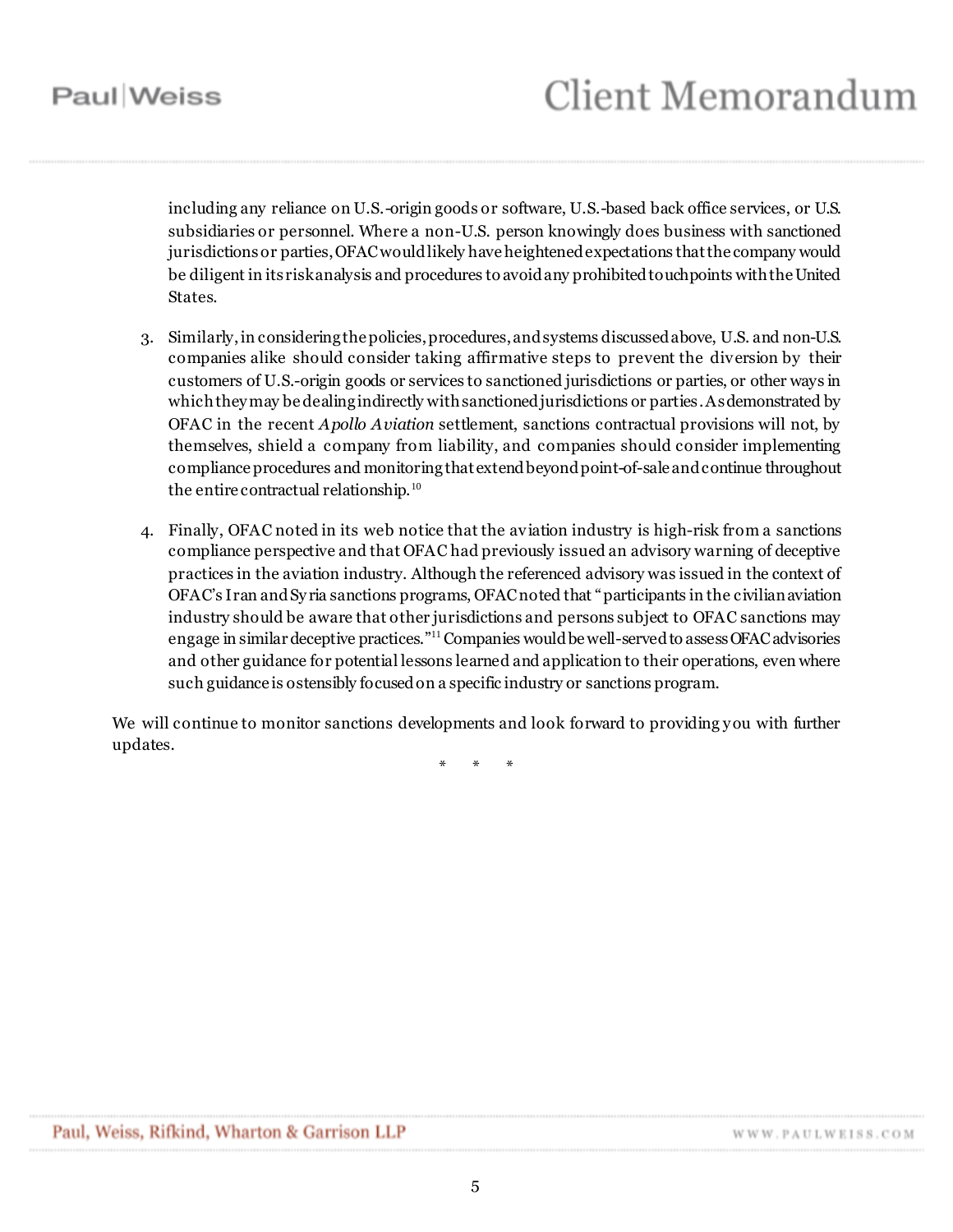including any reliance on U.S.-origin goods or software, U.S.-based back office services, or U.S. subsidiaries or personnel. Where a non-U.S. person knowingly does business with sanctioned jurisdictions or parties, OFAC would likely have heightened expectations that the company would be diligent in its risk analysis and procedures to avoid any prohibited touchpoints with the United States.

3. Similarly, in considering the policies, procedures, and systems discussed above, U.S. and non-U.S. companies alike should consider taking affirmative steps to prevent the diversion by their customers of U.S.-origin goods or services to sanctioned jurisdictions or parties, or other ways in which they may be dealing indirectly with sanctioned jurisdictions or parties. As demonstrated by OFAC in the recent *Apollo Aviation* settlement, sanctions contractual provisions will not, by themselves, shield a company from liability, and companies should consider implementing compliance procedures and monitoring that extend beyond point-of-sale and continue throughout the entire contractual relationship.[10]

4. Finally, OFAC noted in its web notice that the aviation industry is high-risk from a sanctions compliance perspective and that OFAC had previously issued an advisory warning of deceptive practices in the aviation industry. Although the referenced advisory was issued in the context of OFAC's Iran and Syria sanctions programs, OFAC noted that "participants in the civilian aviation industry should be aware that other jurisdictions and persons subject to OFAC sanctions may engage in similar deceptive practices."[11] Companies would be well-served to assess OFAC advisories and other guidance for potential lessons learned and application to their operations, even where such guidance is ostensibly focused on a specific industry or sanctions program.

We will continue to monitor sanctions developments and look forward to providing you with further updates.

\* \* \*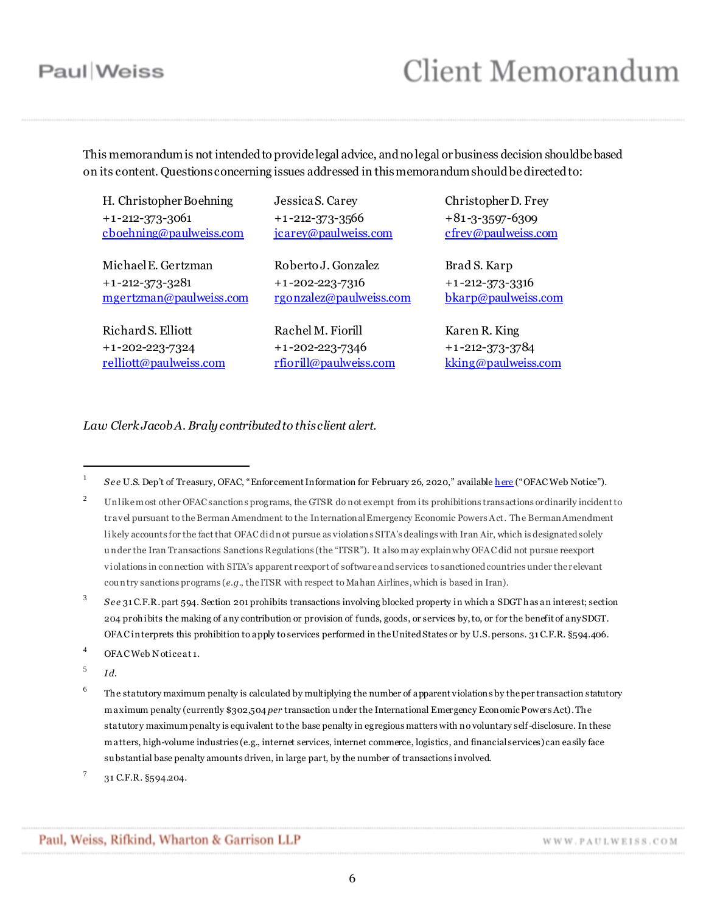This memorandum is not intended to provide legal advice, and no legal or business decision should be based on its content. Questions concerning issues addressed in this memorandum should be directed to:

H. Christopher Boehning
+1-212-373-3061
[cboehning@paulweiss.com](mailto:cboehning@paulweiss.com)

Jessica S. Carey
+1-212-373-3566
[jcarey@paulweiss.com](mailto:jcarey@paulweiss.com)

Christopher D. Frey
+81-3-3597-6309
[cfrey@paulweiss.com](mailto:cfrey@paulweiss.com)

Michael E. Gertzman
+1-212-373-3281
[mgertzman@paulweiss.com](mailto:mgertzman@paulweiss.com)

Roberto J. Gonzalez
+1-202-223-7316
[rgonzalez@paulweiss.com](mailto:rgonzalez@paulweiss.com)

Brad S. Karp
+1-212-373-3316
[bkarp@paulweiss.com](mailto:bkarp@paulweiss.com)

Richard S. Elliott
+1-202-223-7324
[relliott@paulweiss.com](mailto:relliott@paulweiss.com)

Rachel M. Fiorill
+1-202-223-7346
[rfiorill@paulweiss.com](mailto:rfiorill@paulweiss.com)

Karen R. King
+1-212-373-3784
[kking@paulweiss.com](mailto:kking@paulweiss.com)

*Law Clerk Jacob A. Braly contributed to this client alert.*

---

[1] *See* U.S. Dep't of Treasury, OFAC, "Enforcement Information for February 26, 2020," available here ("OFAC Web Notice").

[2] Unlike most other OFAC sanctions programs, the GTSR do not exempt from its prohibitions transactions ordinarily incident to travel pursuant to the Berman Amendment to the International Emergency Economic Powers Act. The Berman Amendment likely accounts for the fact that OFAC did not pursue as violations SITA's dealings with Iran Air, which is designated solely under the Iran Transactions Sanctions Regulations (the "ITSR"). It also may explain why OFAC did not pursue reexport violations in connection with SITA's apparent reexport of software and services to sanctioned countries under the relevant country sanctions programs (*e.g.*, the ITSR with respect to Mahan Airlines, which is based in Iran).

[3] *See* 31 C.F.R. part 594. Section 201 prohibits transactions involving blocked property in which a SDGT has an interest; section 204 prohibits the making of any contribution or provision of funds, goods, or services by, to, or for the benefit of any SDGT. OFAC interprets this prohibition to apply to services performed in the United States or by U.S. persons. 31 C.F.R. §594.406.

[4] OFAC Web Notice at 1.

[5] *Id.*

[6] The statutory maximum penalty is calculated by multiplying the number of apparent violations by the per transaction statutory maximum penalty (currently $302,504 *per* transaction under the International Emergency Economic Powers Act). The statutory maximum penalty is equivalent to the base penalty in egregious matters with no voluntary self-disclosure. In these matters, high-volume industries (e.g., internet services, internet commerce, logistics, and financial services) can easily face substantial base penalty amounts driven, in large part, by the number of transactions involved.

[7] 31 C.F.R. §594.204.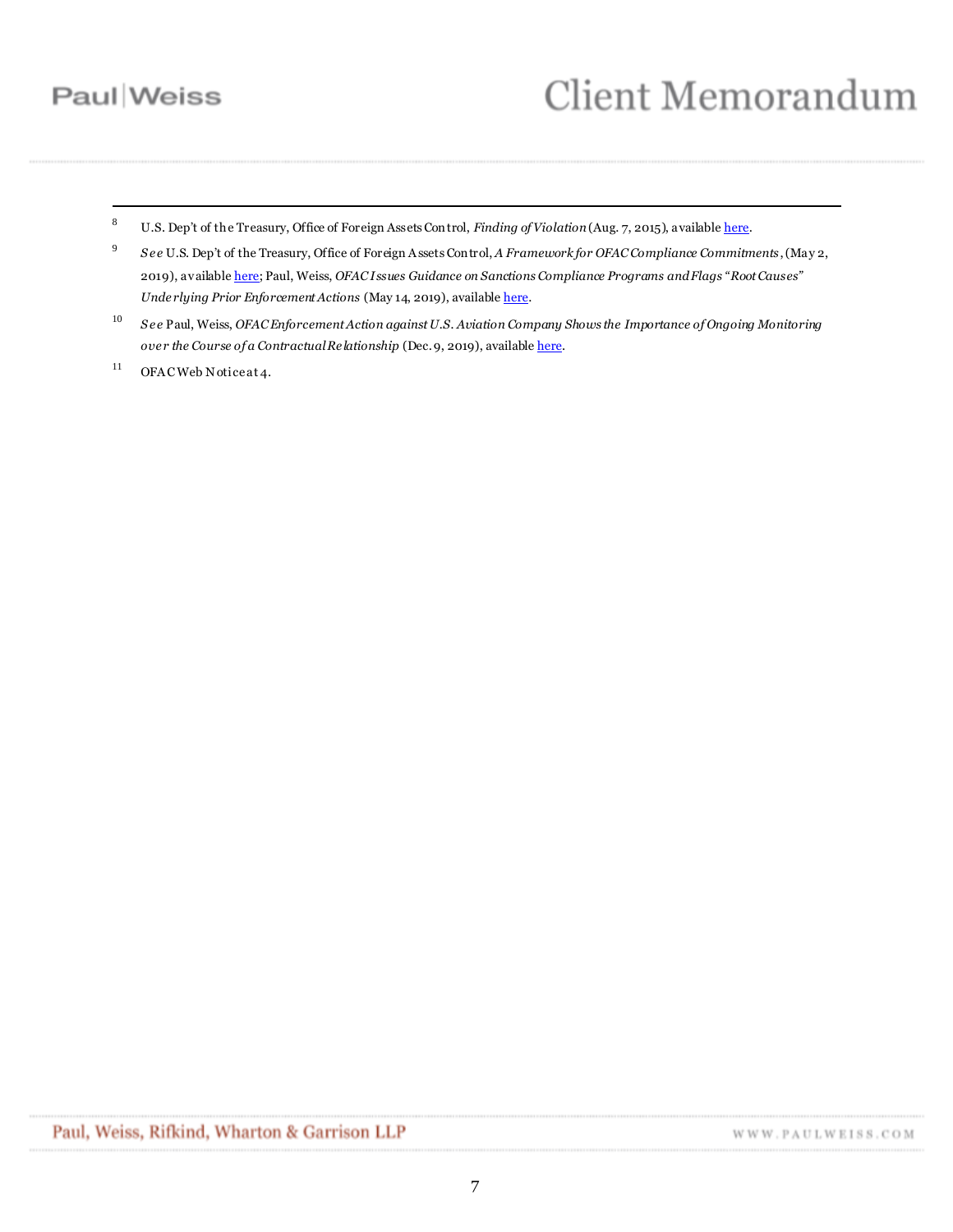[8] U.S. Dep't of the Treasury, Office of Foreign Assets Control, *Finding of Violation* (Aug. 7, 2015), available here.

[9] *See* U.S. Dep't of the Treasury, Office of Foreign Assets Control, *A Framework for OFAC Compliance Commitments*, (May 2, 2019), available here; Paul, Weiss, *OFAC Issues Guidance on Sanctions Compliance Programs and Flags "Root Causes" Underlying Prior Enforcement Actions* (May 14, 2019), available here.

[10] *See* Paul, Weiss, *OFAC Enforcement Action against U.S. Aviation Company Shows the Importance of Ongoing Monitoring over the Course of a Contractual Relationship* (Dec. 9, 2019), available here.

[11] OFAC Web Notice at 4.